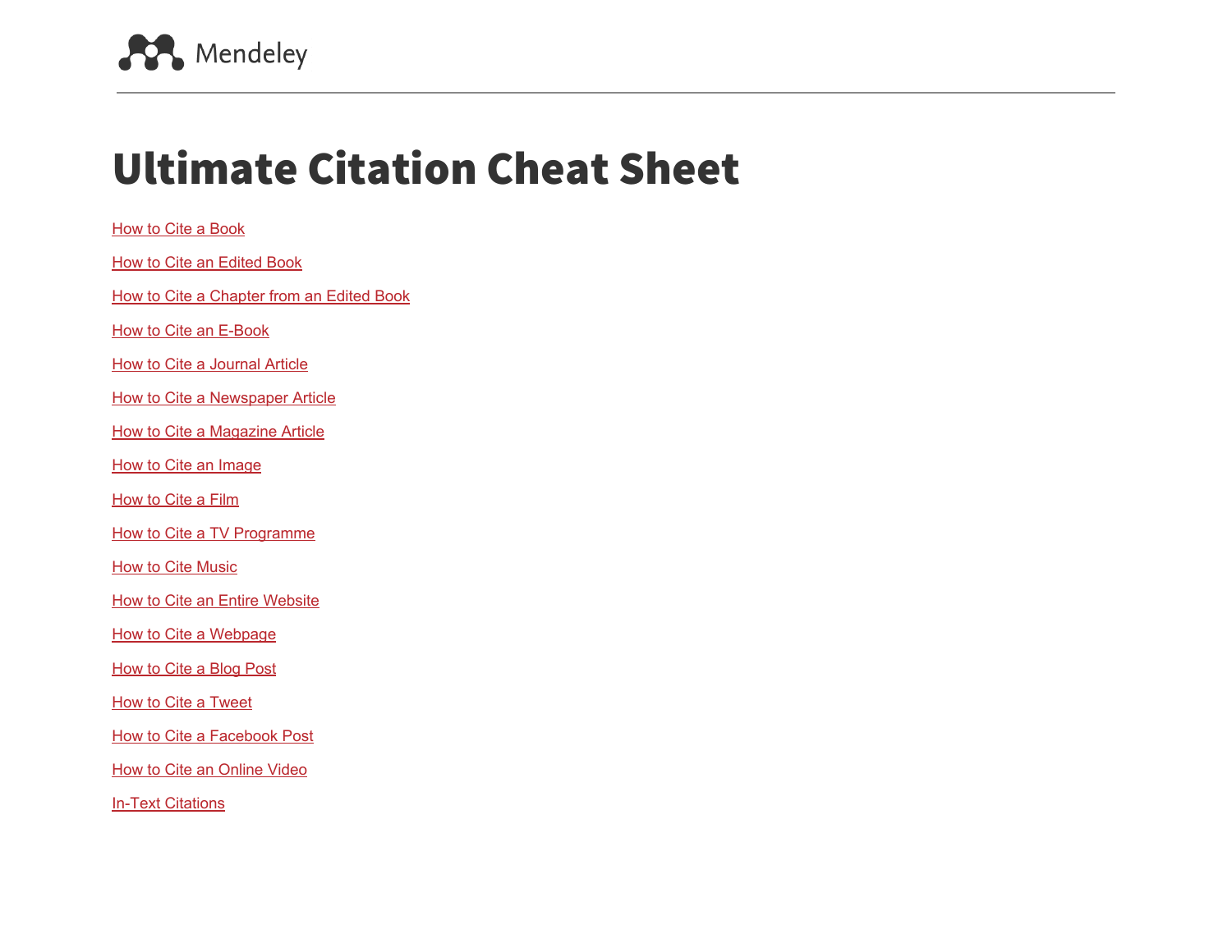Mendeley

# Ultimate Citation Cheat Sheet

How to Cite a Book

How to Cite an Edited Book

How to Cite a Chapter from an Edited Book

How to Cite an E-Book

How to Cite a Journal Article

How to Cite a Newspaper Article

How to Cite a Magazine Article

How to Cite an Image

How to Cite a Film

How to Cite a TV Programme

How to Cite Music

How to Cite an Entire Website

How to Cite a Webpage

How to Cite a Blog Post

How to Cite a Tweet

How to Cite a Facebook Post

How to Cite an Online Video

In-Text Citations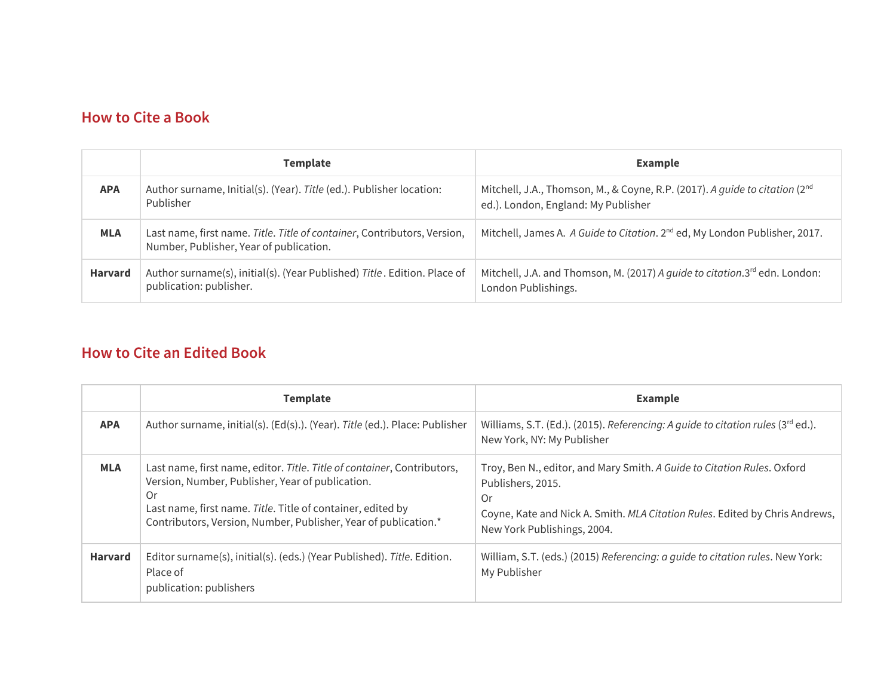## How to Cite a Book

| | Template | Example |
|---|---|---|
| **APA** | Author surname, Initial(s). (Year). *Title* (ed.). Publisher location: Publisher | Mitchell, J.A., Thomson, M., & Coyne, R.P. (2017). *A guide to citation* (2nd ed.). London, England: My Publisher |
| **MLA** | Last name, first name. *Title*. *Title of container*, Contributors, Version, Number, Publisher, Year of publication. | Mitchell, James A. *A Guide to Citation*. 2nd ed, My London Publisher, 2017. |
| **Harvard** | Author surname(s), initial(s). (Year Published) *Title* . Edition. Place of publication: publisher. | Mitchell, J.A. and Thomson, M. (2017) *A guide to citation*.3rd edn. London: London Publishings. |

## How to Cite an Edited Book

| | Template | Example |
|---|---|---|
| **APA** | Author surname, initial(s). (Ed(s).). (Year). *Title* (ed.). Place: Publisher | Williams, S.T. (Ed.). (2015). *Referencing: A guide to citation rules* (3rd ed.). New York, NY: My Publisher |
| **MLA** | Last name, first name, editor. *Title*. *Title of container*, Contributors, Version, Number, Publisher, Year of publication.<br>Or<br>Last name, first name. *Title*. Title of container, edited by Contributors, Version, Number, Publisher, Year of publication.* | Troy, Ben N., editor, and Mary Smith. *A Guide to Citation Rules*. Oxford Publishers, 2015.<br>Or<br>Coyne, Kate and Nick A. Smith. *MLA Citation Rules*. Edited by Chris Andrews, New York Publishings, 2004. |
| **Harvard** | Editor surname(s), initial(s). (eds.) (Year Published). *Title*. Edition. Place of publication: publishers | William, S.T. (eds.) (2015) *Referencing: a guide to citation rules*. New York: My Publisher |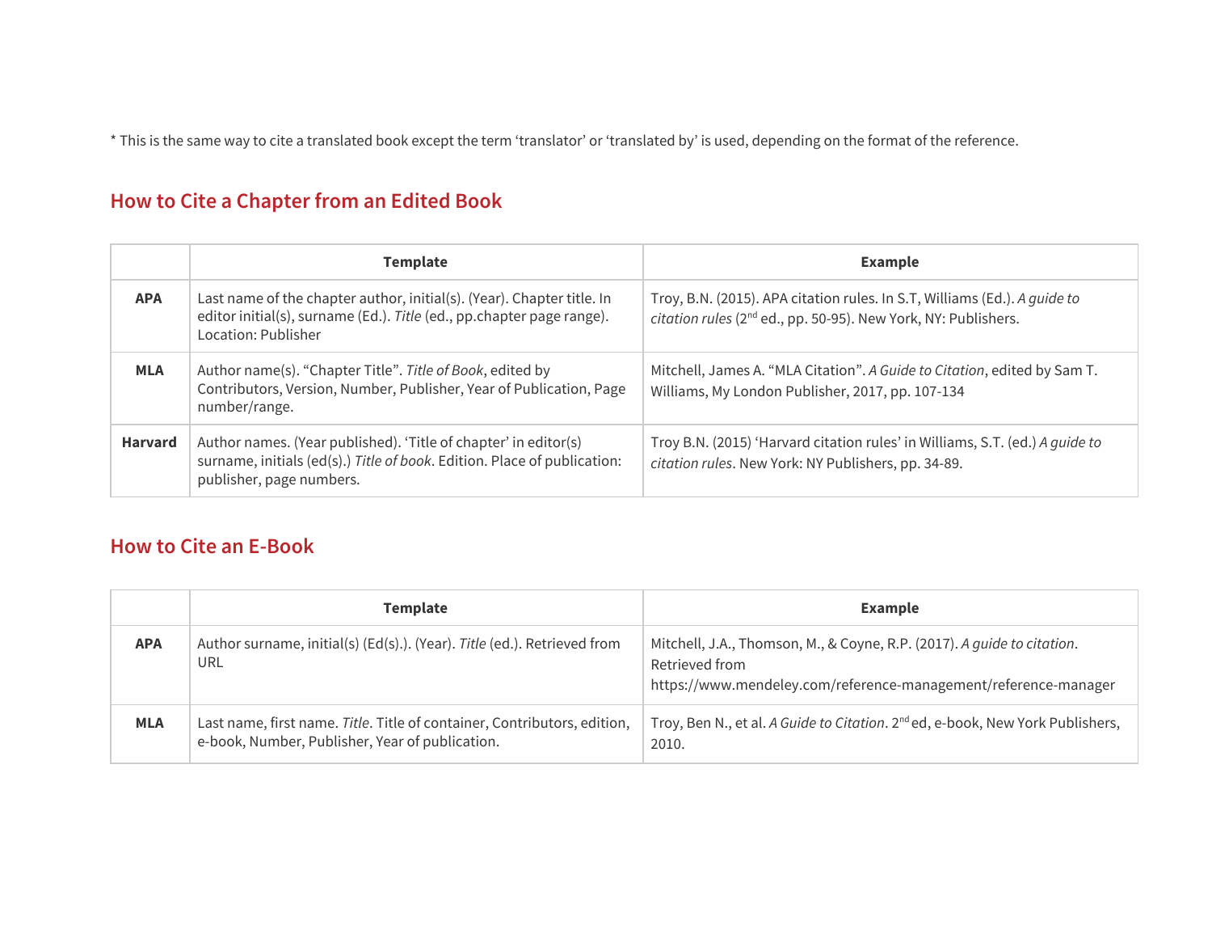* This is the same way to cite a translated book except the term 'translator' or 'translated by' is used, depending on the format of the reference.

## How to Cite a Chapter from an Edited Book

| | Template | Example |
|---|---|---|
| **APA** | Last name of the chapter author, initial(s). (Year). Chapter title. In editor initial(s), surname (Ed.). *Title* (ed., pp.chapter page range). Location: Publisher | Troy, B.N. (2015). APA citation rules. In S.T, Williams (Ed.). *A guide to citation rules* (2nd ed., pp. 50-95). New York, NY: Publishers. |
| **MLA** | Author name(s). "Chapter Title". *Title of Book*, edited by Contributors, Version, Number, Publisher, Year of Publication, Page number/range. | Mitchell, James A. "MLA Citation". *A Guide to Citation*, edited by Sam T. Williams, My London Publisher, 2017, pp. 107-134 |
| **Harvard** | Author names. (Year published). 'Title of chapter' in editor(s) surname, initials (ed(s).) *Title of book*. Edition. Place of publication: publisher, page numbers. | Troy B.N. (2015) 'Harvard citation rules' in Williams, S.T. (ed.) *A guide to citation rules*. New York: NY Publishers, pp. 34-89. |

## How to Cite an E-Book

| | Template | Example |
|---|---|---|
| **APA** | Author surname, initial(s) (Ed(s).). (Year). *Title* (ed.). Retrieved from URL | Mitchell, J.A., Thomson, M., & Coyne, R.P. (2017). *A guide to citation*. Retrieved from https://www.mendeley.com/reference-management/reference-manager |
| **MLA** | Last name, first name. *Title*. Title of container, Contributors, edition, e-book, Number, Publisher, Year of publication. | Troy, Ben N., et al. *A Guide to Citation*. 2nd ed, e-book, New York Publishers, 2010. |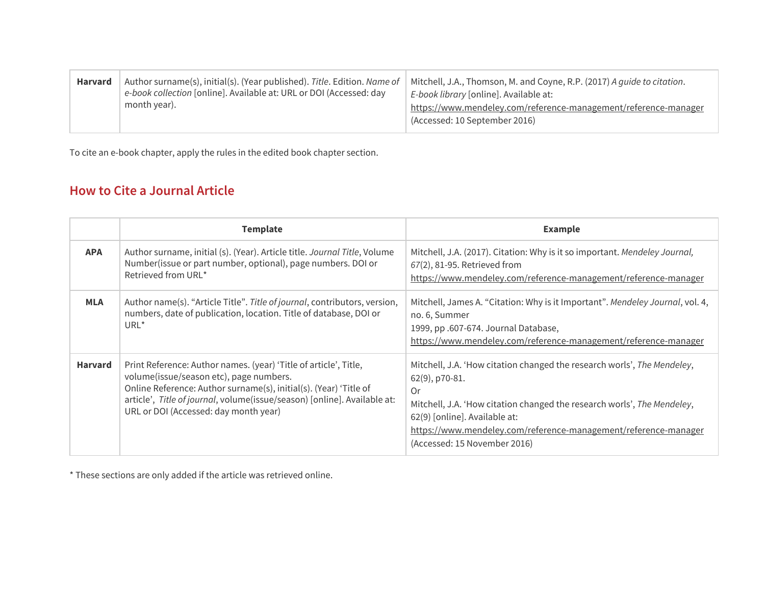| Harvard | Author surname(s), initial(s). (Year published). *Title*. Edition. *Name of e-book collection* [online]. Available at: URL or DOI (Accessed: day month year). | Mitchell, J.A., Thomson, M. and Coyne, R.P. (2017) *A guide to citation*. *E-book library* [online]. Available at: https://www.mendeley.com/reference-management/reference-manager (Accessed: 10 September 2016) |
|---|---|---|

To cite an e-book chapter, apply the rules in the edited book chapter section.

## How to Cite a Journal Article

| | Template | Example |
|---|---|---|
| **APA** | Author surname, initial (s). (Year). Article title. *Journal Title*, Volume Number(issue or part number, optional), page numbers. DOI or Retrieved from URL* | Mitchell, J.A. (2017). Citation: Why is it so important. *Mendeley Journal, 67*(2), 81-95. Retrieved from https://www.mendeley.com/reference-management/reference-manager |
| **MLA** | Author name(s). "Article Title". *Title of journal*, contributors, version, numbers, date of publication, location. Title of database, DOI or URL* | Mitchell, James A. "Citation: Why is it Important". *Mendeley Journal*, vol. 4, no. 6, Summer 1999, pp .607-674. Journal Database, https://www.mendeley.com/reference-management/reference-manager |
| **Harvard** | Print Reference: Author names. (year) 'Title of article', Title, volume(issue/season etc), page numbers.<br>Online Reference: Author surname(s), initial(s). (Year) 'Title of article', *Title of journal*, volume(issue/season) [online]. Available at: URL or DOI (Accessed: day month year) | Mitchell, J.A. 'How citation changed the research worls', *The Mendeley*, 62(9), p70-81.<br>Or<br>Mitchell, J.A. 'How citation changed the research worls', *The Mendeley*, 62(9) [online]. Available at: https://www.mendeley.com/reference-management/reference-manager (Accessed: 15 November 2016) |

* These sections are only added if the article was retrieved online.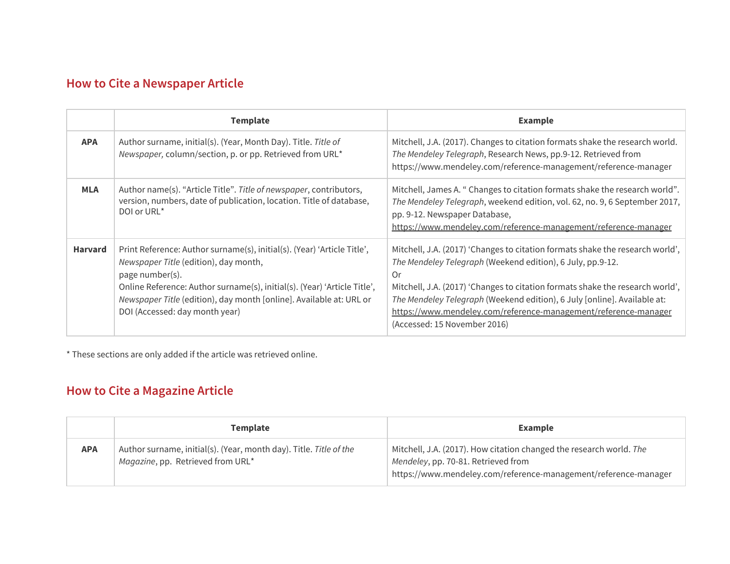## How to Cite a Newspaper Article

| | Template | Example |
|---|---|---|
| **APA** | Author surname, initial(s). (Year, Month Day). Title. *Title of Newspaper,* column/section, p. or pp. Retrieved from URL* | Mitchell, J.A. (2017). Changes to citation formats shake the research world. *The Mendeley Telegraph*, Research News, pp.9-12. Retrieved from https://www.mendeley.com/reference-management/reference-manager |
| **MLA** | Author name(s). "Article Title". *Title of newspaper*, contributors, version, numbers, date of publication, location. Title of database, DOI or URL* | Mitchell, James A. " Changes to citation formats shake the research world". *The Mendeley Telegraph*, weekend edition, vol. 62, no. 9, 6 September 2017, pp. 9-12. Newspaper Database, https://www.mendeley.com/reference-management/reference-manager |
| **Harvard** | Print Reference: Author surname(s), initial(s). (Year) 'Article Title', *Newspaper Title* (edition), day month, page number(s). Online Reference: Author surname(s), initial(s). (Year) 'Article Title', *Newspaper Title* (edition), day month [online]. Available at: URL or DOI (Accessed: day month year) | Mitchell, J.A. (2017) 'Changes to citation formats shake the research world', *The Mendeley Telegraph* (Weekend edition), 6 July, pp.9-12. Or Mitchell, J.A. (2017) 'Changes to citation formats shake the research world', *The Mendeley Telegraph* (Weekend edition), 6 July [online]. Available at: https://www.mendeley.com/reference-management/reference-manager (Accessed: 15 November 2016) |

* These sections are only added if the article was retrieved online.

## How to Cite a Magazine Article

| | Template | Example |
|---|---|---|
| **APA** | Author surname, initial(s). (Year, month day). Title. *Title of the Magazine*, pp. Retrieved from URL* | Mitchell, J.A. (2017). How citation changed the research world. *The Mendeley*, pp. 70-81. Retrieved from https://www.mendeley.com/reference-management/reference-manager |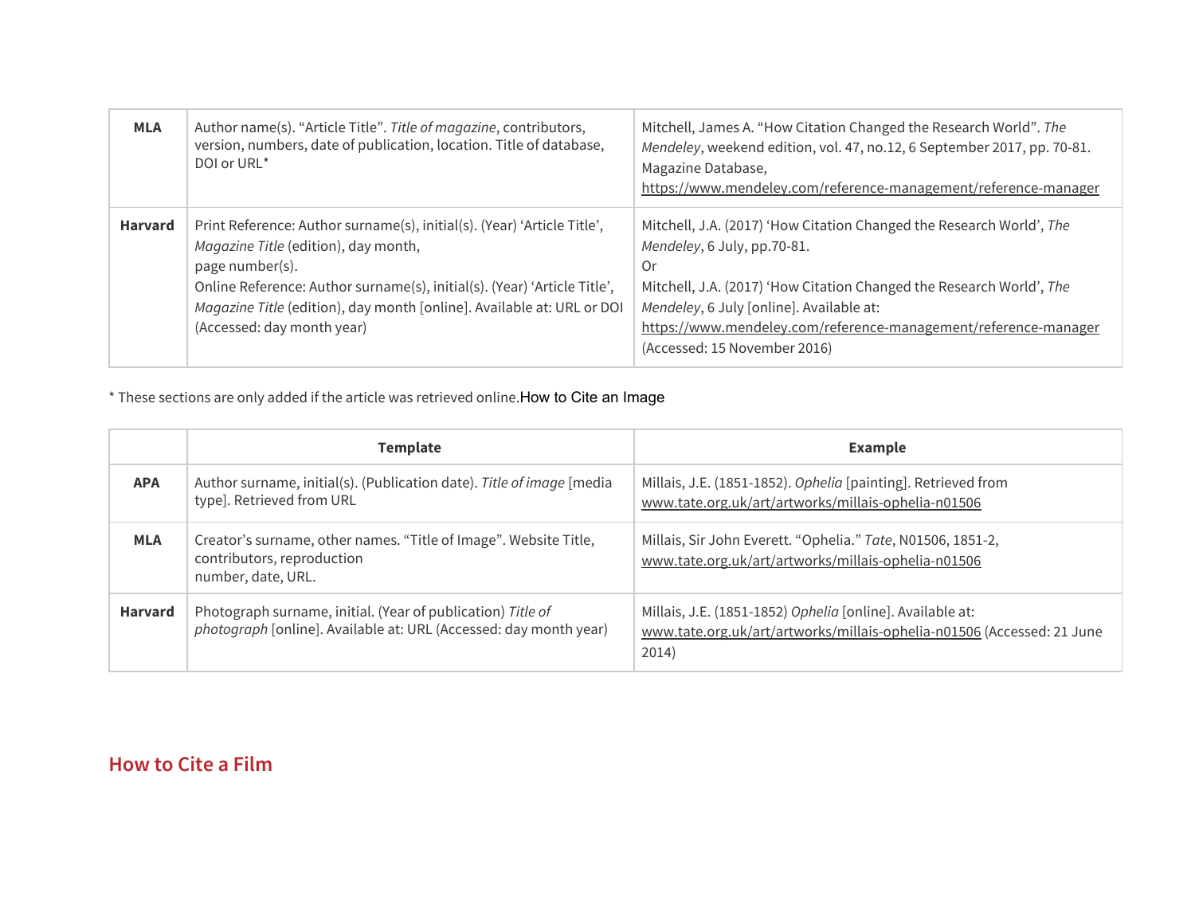| | | |
|---|---|---|
| **MLA** | Author name(s). "Article Title". *Title of magazine*, contributors, version, numbers, date of publication, location. Title of database, DOI or URL* | Mitchell, James A. "How Citation Changed the Research World". *The Mendeley*, weekend edition, vol. 47, no.12, 6 September 2017, pp. 70-81. Magazine Database, https://www.mendeley.com/reference-management/reference-manager |
| **Harvard** | Print Reference: Author surname(s), initial(s). (Year) 'Article Title', *Magazine Title* (edition), day month, page number(s).<br>Online Reference: Author surname(s), initial(s). (Year) 'Article Title', *Magazine Title* (edition), day month [online]. Available at: URL or DOI (Accessed: day month year) | Mitchell, J.A. (2017) 'How Citation Changed the Research World', *The Mendeley*, 6 July, pp.70-81.<br>Or<br>Mitchell, J.A. (2017) 'How Citation Changed the Research World', *The Mendeley*, 6 July [online]. Available at: https://www.mendeley.com/reference-management/reference-manager (Accessed: 15 November 2016) |

* These sections are only added if the article was retrieved online.

## How to Cite an Image

| | Template | Example |
|---|---|---|
| **APA** | Author surname, initial(s). (Publication date). *Title of image* [media type]. Retrieved from URL | Millais, J.E. (1851-1852). *Ophelia* [painting]. Retrieved from www.tate.org.uk/art/artworks/millais-ophelia-n01506 |
| **MLA** | Creator's surname, other names. "Title of Image". Website Title, contributors, reproduction number, date, URL. | Millais, Sir John Everett. "Ophelia." *Tate*, N01506, 1851-2, www.tate.org.uk/art/artworks/millais-ophelia-n01506 |
| **Harvard** | Photograph surname, initial. (Year of publication) *Title of photograph* [online]. Available at: URL (Accessed: day month year) | Millais, J.E. (1851-1852) *Ophelia* [online]. Available at: www.tate.org.uk/art/artworks/millais-ophelia-n01506 (Accessed: 21 June 2014) |

## How to Cite a Film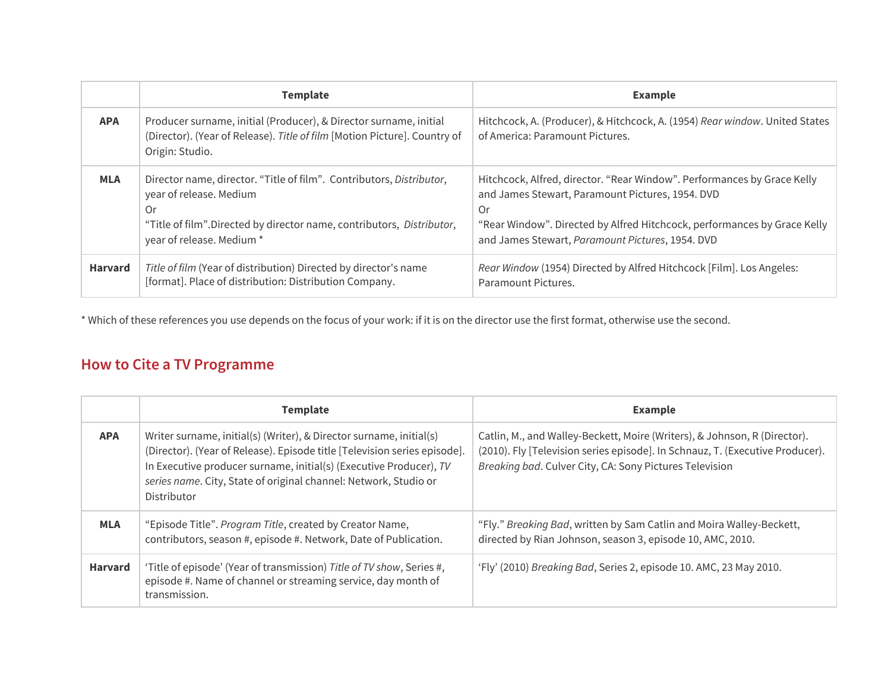| | Template | Example |
|---|---|---|
| **APA** | Producer surname, initial (Producer), & Director surname, initial (Director). (Year of Release). *Title of film* [Motion Picture]. Country of Origin: Studio. | Hitchcock, A. (Producer), & Hitchcock, A. (1954) *Rear window*. United States of America: Paramount Pictures. |
| **MLA** | Director name, director. “Title of film”.  Contributors, *Distributor*, year of release. Medium<br>Or<br>“Title of film”.Directed by director name, contributors,  *Distributor*, year of release. Medium * | Hitchcock, Alfred, director. “Rear Window”. Performances by Grace Kelly and James Stewart, Paramount Pictures, 1954. DVD<br>Or<br>“Rear Window”. Directed by Alfred Hitchcock, performances by Grace Kelly and James Stewart, *Paramount Pictures*, 1954. DVD |
| **Harvard** | *Title of film* (Year of distribution) Directed by director's name [format]. Place of distribution: Distribution Company. | *Rear Window* (1954) Directed by Alfred Hitchcock [Film]. Los Angeles: Paramount Pictures. |

* Which of these references you use depends on the focus of your work: if it is on the director use the first format, otherwise use the second.

## How to Cite a TV Programme

| | Template | Example |
|---|---|---|
| **APA** | Writer surname, initial(s) (Writer), & Director surname, initial(s) (Director). (Year of Release). Episode title [Television series episode]. In Executive producer surname, initial(s) (Executive Producer), *TV series name*. City, State of original channel: Network, Studio or Distributor | Catlin, M., and Walley-Beckett, Moire (Writers), & Johnson, R (Director). (2010). Fly [Television series episode]. In Schnauz, T. (Executive Producer). *Breaking bad*. Culver City, CA: Sony Pictures Television |
| **MLA** | “Episode Title”. *Program Title*, created by Creator Name, contributors, season #, episode #. Network, Date of Publication. | “Fly.” *Breaking Bad*, written by Sam Catlin and Moira Walley-Beckett, directed by Rian Johnson, season 3, episode 10, AMC, 2010. |
| **Harvard** | ‘Title of episode’ (Year of transmission) *Title of TV show*, Series #, episode #. Name of channel or streaming service, day month of transmission. | ‘Fly’ (2010) *Breaking Bad*, Series 2, episode 10. AMC, 23 May 2010. |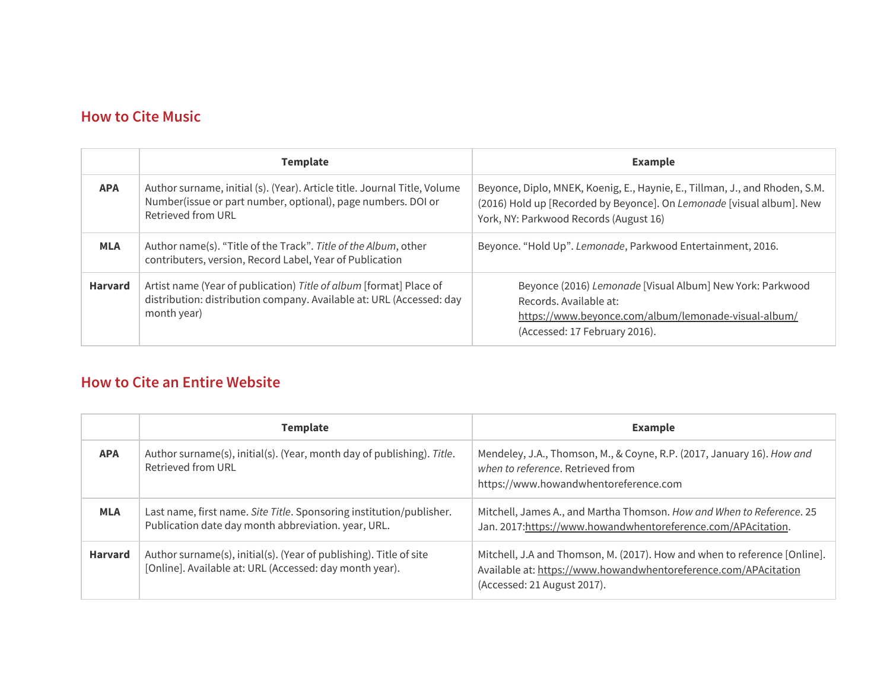## How to Cite Music

| | Template | Example |
|---|---|---|
| **APA** | Author surname, initial (s). (Year). Article title. Journal Title, Volume Number(issue or part number, optional), page numbers. DOI or Retrieved from URL | Beyonce, Diplo, MNEK, Koenig, E., Haynie, E., Tillman, J., and Rhoden, S.M. (2016) Hold up [Recorded by Beyonce]. On *Lemonade* [visual album]. New York, NY: Parkwood Records (August 16) |
| **MLA** | Author name(s). “Title of the Track”. *Title of the Album*, other contributers, version, Record Label, Year of Publication | Beyonce. “Hold Up”. *Lemonade*, Parkwood Entertainment, 2016. |
| **Harvard** | Artist name (Year of publication) *Title of album* [format] Place of distribution: distribution company. Available at: URL (Accessed: day month year) | Beyonce (2016) *Lemonade* [Visual Album] New York: Parkwood Records. Available at: https://www.beyonce.com/album/lemonade-visual-album/ (Accessed: 17 February 2016). |

## How to Cite an Entire Website

| | Template | Example |
|---|---|---|
| **APA** | Author surname(s), initial(s). (Year, month day of publishing). *Title*. Retrieved from URL | Mendeley, J.A., Thomson, M., & Coyne, R.P. (2017, January 16). *How and when to reference*. Retrieved from https://www.howandwhentoreference.com |
| **MLA** | Last name, first name. *Site Title*. Sponsoring institution/publisher. Publication date day month abbreviation. year, URL. | Mitchell, James A., and Martha Thomson. *How and When to Reference*. 25 Jan. 2017:https://www.howandwhentoreference.com/APAcitation. |
| **Harvard** | Author surname(s), initial(s). (Year of publishing). Title of site [Online]. Available at: URL (Accessed: day month year). | Mitchell, J.A and Thomson, M. (2017). How and when to reference [Online]. Available at: https://www.howandwhentoreference.com/APAcitation (Accessed: 21 August 2017). |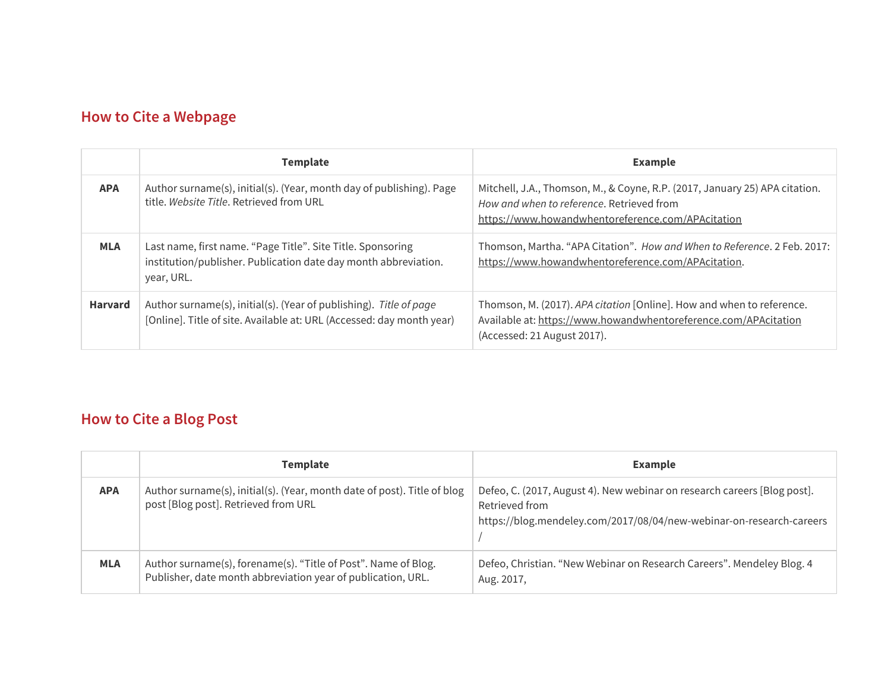## How to Cite a Webpage

| | Template | Example |
|---|---|---|
| **APA** | Author surname(s), initial(s). (Year, month day of publishing). Page title. *Website Title*. Retrieved from URL | Mitchell, J.A., Thomson, M., & Coyne, R.P. (2017, January 25) APA citation. *How and when to reference*. Retrieved from https://www.howandwhentoreference.com/APAcitation |
| **MLA** | Last name, first name. "Page Title". Site Title. Sponsoring institution/publisher. Publication date day month abbreviation. year, URL. | Thomson, Martha. "APA Citation". *How and When to Reference*. 2 Feb. 2017: https://www.howandwhentoreference.com/APAcitation. |
| **Harvard** | Author surname(s), initial(s). (Year of publishing). *Title of page* [Online]. Title of site. Available at: URL (Accessed: day month year) | Thomson, M. (2017). *APA citation* [Online]. How and when to reference. Available at: https://www.howandwhentoreference.com/APAcitation (Accessed: 21 August 2017). |

## How to Cite a Blog Post

| | Template | Example |
|---|---|---|
| **APA** | Author surname(s), initial(s). (Year, month date of post). Title of blog post [Blog post]. Retrieved from URL | Defeo, C. (2017, August 4). New webinar on research careers [Blog post]. Retrieved from https://blog.mendeley.com/2017/08/04/new-webinar-on-research-careers / |
| **MLA** | Author surname(s), forename(s). "Title of Post". Name of Blog. Publisher, date month abbreviation year of publication, URL. | Defeo, Christian. "New Webinar on Research Careers". Mendeley Blog. 4 Aug. 2017, |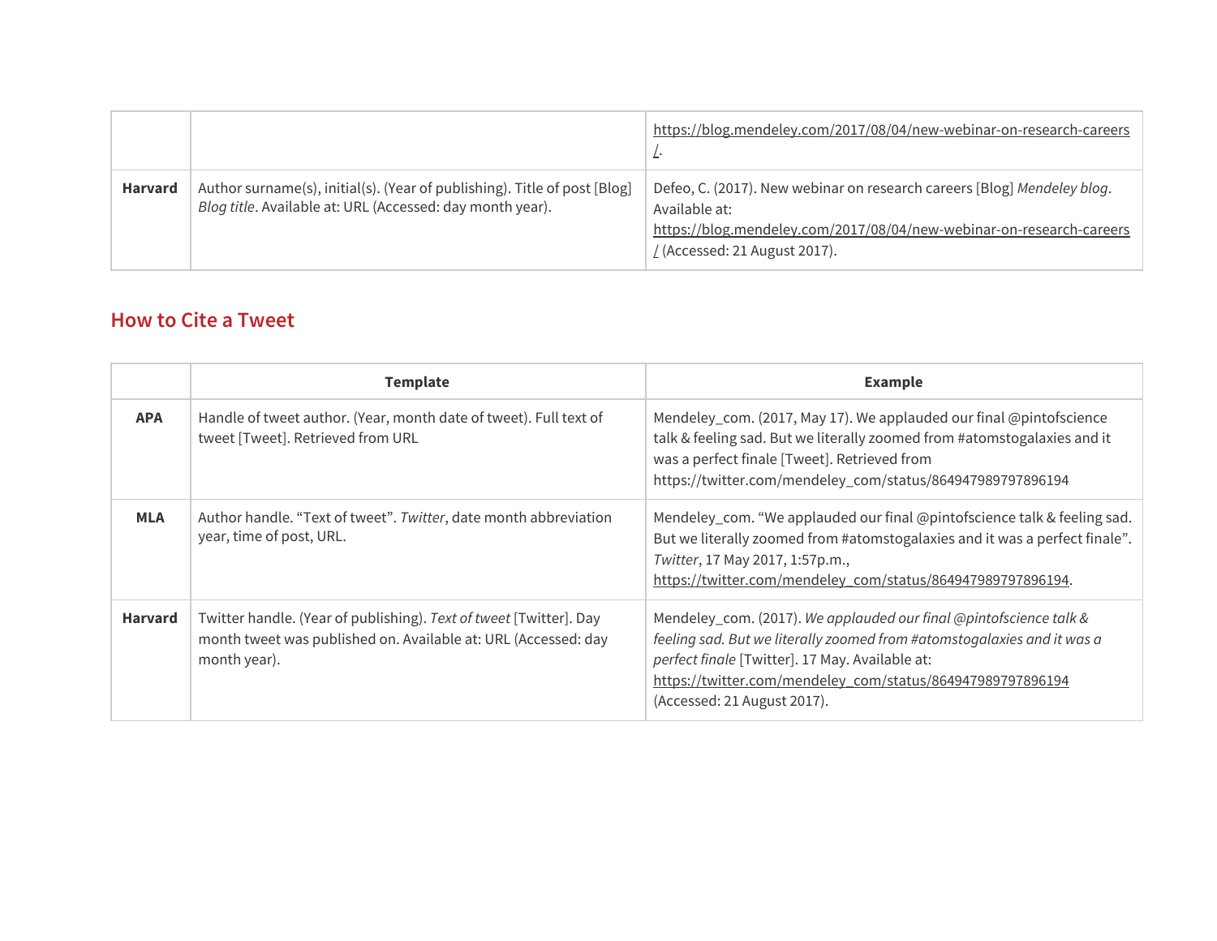| | | |
|---|---|---|
| | | https://blog.mendeley.com/2017/08/04/new-webinar-on-research-careers/. |
| **Harvard** | Author surname(s), initial(s). (Year of publishing). Title of post [Blog] *Blog title*. Available at: URL (Accessed: day month year). | Defeo, C. (2017). New webinar on research careers [Blog] *Mendeley blog*. Available at: https://blog.mendeley.com/2017/08/04/new-webinar-on-research-careers/ (Accessed: 21 August 2017). |

## How to Cite a Tweet

| | Template | Example |
|---|---|---|
| **APA** | Handle of tweet author. (Year, month date of tweet). Full text of tweet [Tweet]. Retrieved from URL | Mendeley_com. (2017, May 17). We applauded our final @pintofscience talk & feeling sad. But we literally zoomed from #atomstogalaxies and it was a perfect finale [Tweet]. Retrieved from https://twitter.com/mendeley_com/status/864947989797896194 |
| **MLA** | Author handle. "Text of tweet". *Twitter*, date month abbreviation year, time of post, URL. | Mendeley_com. "We applauded our final @pintofscience talk & feeling sad. But we literally zoomed from #atomstogalaxies and it was a perfect finale". *Twitter*, 17 May 2017, 1:57p.m., https://twitter.com/mendeley_com/status/864947989797896194. |
| **Harvard** | Twitter handle. (Year of publishing). *Text of tweet* [Twitter]. Day month tweet was published on. Available at: URL (Accessed: day month year). | Mendeley_com. (2017). *We applauded our final @pintofscience talk & feeling sad. But we literally zoomed from #atomstogalaxies and it was a perfect finale* [Twitter]. 17 May. Available at: https://twitter.com/mendeley_com/status/864947989797896194 (Accessed: 21 August 2017). |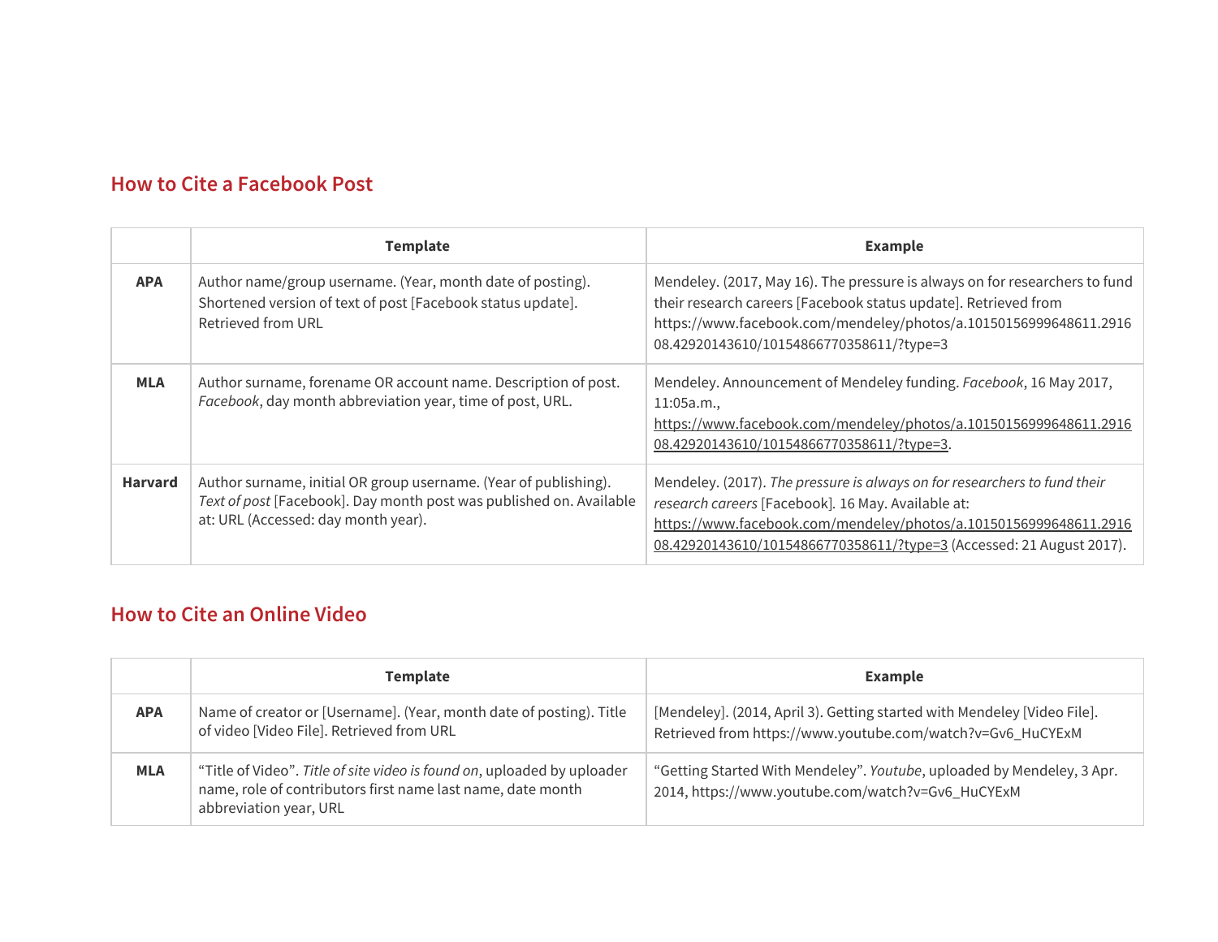## How to Cite a Facebook Post

| | Template | Example |
|---|---|---|
| **APA** | Author name/group username. (Year, month date of posting). Shortened version of text of post [Facebook status update]. Retrieved from URL | Mendeley. (2017, May 16). The pressure is always on for researchers to fund their research careers [Facebook status update]. Retrieved from https://www.facebook.com/mendeley/photos/a.10150156999648611.291608.42920143610/10154866770358611/?type=3 |
| **MLA** | Author surname, forename OR account name. Description of post. *Facebook*, day month abbreviation year, time of post, URL. | Mendeley. Announcement of Mendeley funding. *Facebook*, 16 May 2017, 11:05a.m., https://www.facebook.com/mendeley/photos/a.10150156999648611.291608.42920143610/10154866770358611/?type=3. |
| **Harvard** | Author surname, initial OR group username. (Year of publishing). *Text of post* [Facebook]. Day month post was published on. Available at: URL (Accessed: day month year). | Mendeley. (2017). *The pressure is always on for researchers to fund their research careers* [Facebook]. 16 May. Available at: https://www.facebook.com/mendeley/photos/a.10150156999648611.291608.42920143610/10154866770358611/?type=3 (Accessed: 21 August 2017). |

## How to Cite an Online Video

| | Template | Example |
|---|---|---|
| **APA** | Name of creator or [Username]. (Year, month date of posting). Title of video [Video File]. Retrieved from URL | [Mendeley]. (2014, April 3). Getting started with Mendeley [Video File]. Retrieved from https://www.youtube.com/watch?v=Gv6_HuCYExM |
| **MLA** | "Title of Video". *Title of site video is found on*, uploaded by uploader name, role of contributors first name last name, date month abbreviation year, URL | "Getting Started With Mendeley". *Youtube*, uploaded by Mendeley, 3 Apr. 2014, https://www.youtube.com/watch?v=Gv6_HuCYExM |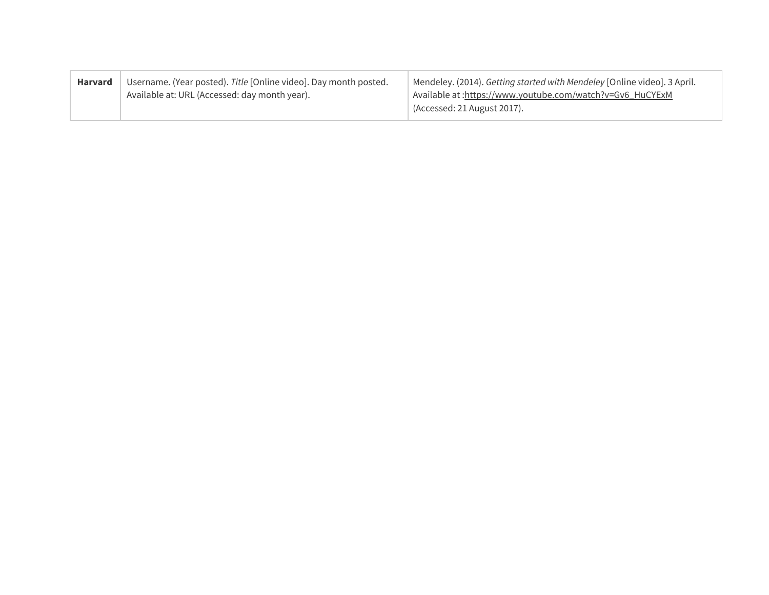| | | |
|---|---|---|
| **Harvard** | Username. (Year posted). *Title* [Online video]. Day month posted. Available at: URL (Accessed: day month year). | Mendeley. (2014). *Getting started with Mendeley* [Online video]. 3 April. Available at :https://www.youtube.com/watch?v=Gv6_HuCYExM (Accessed: 21 August 2017). |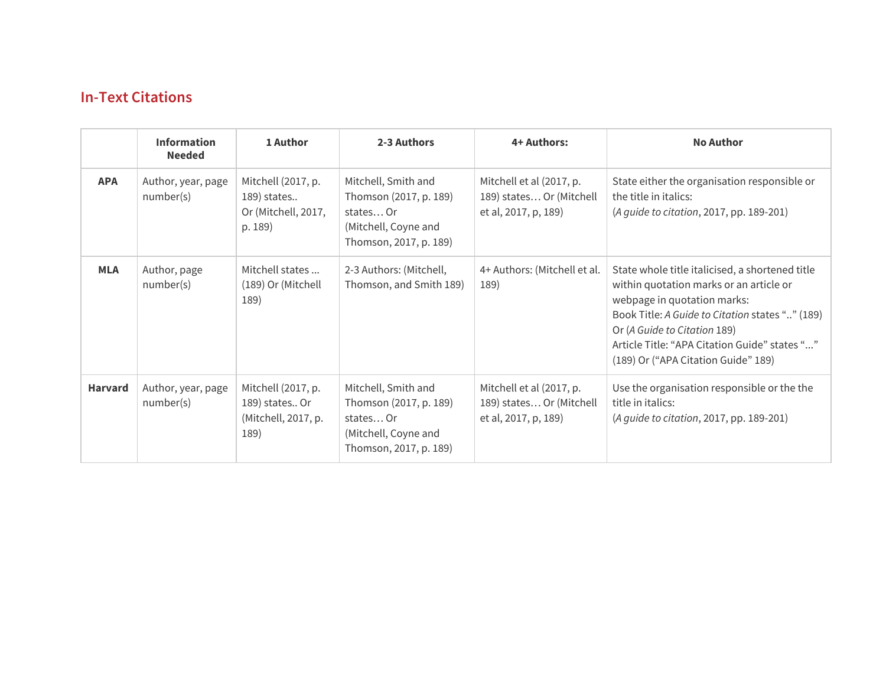## In-Text Citations

| | Information Needed | 1 Author | 2-3 Authors | 4+ Authors: | No Author |
|---|---|---|---|---|---|
| **APA** | Author, year, page number(s) | Mitchell (2017, p. 189) states.. Or (Mitchell, 2017, p. 189) | Mitchell, Smith and Thomson (2017, p. 189) states… Or (Mitchell, Coyne and Thomson, 2017, p. 189) | Mitchell et al (2017, p. 189) states… Or (Mitchell et al, 2017, p, 189) | State either the organisation responsible or the title in italics: (*A guide to citation*, 2017, pp. 189-201) |
| **MLA** | Author, page number(s) | Mitchell states ... (189) Or (Mitchell 189) | 2-3 Authors: (Mitchell, Thomson, and Smith 189) | 4+ Authors: (Mitchell et al. 189) | State whole title italicised, a shortened title within quotation marks or an article or webpage in quotation marks: Book Title: *A Guide to Citation* states “..” (189) Or (*A Guide to Citation* 189) Article Title: “APA Citation Guide” states “...” (189) Or (“APA Citation Guide” 189) |
| **Harvard** | Author, year, page number(s) | Mitchell (2017, p. 189) states.. Or (Mitchell, 2017, p. 189) | Mitchell, Smith and Thomson (2017, p. 189) states… Or (Mitchell, Coyne and Thomson, 2017, p. 189) | Mitchell et al (2017, p. 189) states… Or (Mitchell et al, 2017, p, 189) | Use the organisation responsible or the the title in italics: (*A guide to citation*, 2017, pp. 189-201) |